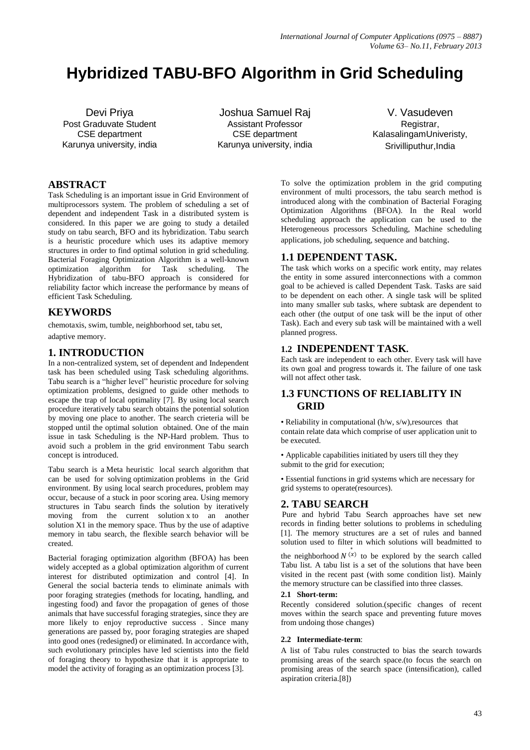# Hybridized TABU-BFO Algorithm in Grid Scheduling

Devi Priya
Post Graduave Student
CSE department
Karunya university, india

Joshua Samuel Raj
Assistant Professor
CSE department
Karunya university, india

V. Vasudeven
Registrar,
KalasalingamUniveristy,
Srivilliputhur,India

## ABSTRACT

Task Scheduling is an important issue in Grid Environment of multiprocessors system. The problem of scheduling a set of dependent and independent Task in a distributed system is considered. In this paper we are going to study a detailed study on tabu search, BFO and its hybridization. Tabu search is a heuristic procedure which uses its adaptive memory structures in order to find optimal solution in grid scheduling. Bacterial Foraging Optimization Algorithm is a well-known optimization algorithm for Task scheduling. The Hybridization of tabu-BFO approach is considered for reliability factor which increase the performance by means of efficient Task Scheduling.

## KEYWORDS

chemotaxis, swim, tumble, neighborhood set, tabu set, adaptive memory.

## 1. INTRODUCTION

In a non-centralized system, set of dependent and Independent task has been scheduled using Task scheduling algorithms. Tabu search is a "higher level" heuristic procedure for solving optimization problems, designed to guide other methods to escape the trap of local optimality [7]. By using local search procedure iteratively tabu search obtains the potential solution by moving one place to another. The search crieteria will be stopped until the optimal solution obtained. One of the main issue in task Scheduling is the NP-Hard problem. Thus to avoid such a problem in the grid environment Tabu search concept is introduced.

Tabu search is a Meta heuristic local search algorithm that can be used for solving optimization problems in the Grid environment. By using local search procedures, problem may occur, because of a stuck in poor scoring area. Using memory structures in Tabu search finds the solution by iteratively moving from the current solution x to an another solution X1 in the memory space. Thus by the use of adaptive memory in tabu search, the flexible search behavior will be created.

Bacterial foraging optimization algorithm (BFOA) has been widely accepted as a global optimization algorithm of current interest for distributed optimization and control [4]. In General the social bacteria tends to eliminate animals with poor foraging strategies (methods for locating, handling, and ingesting food) and favor the propagation of genes of those animals that have successful foraging strategies, since they are more likely to enjoy reproductive success . Since many generations are passed by, poor foraging strategies are shaped into good ones (redesigned) or eliminated. In accordance with, such evolutionary principles have led scientists into the field of foraging theory to hypothesize that it is appropriate to model the activity of foraging as an optimization process [3].

To solve the optimization problem in the grid computing environment of multi processors, the tabu search method is introduced along with the combination of Bacterial Foraging Optimization Algorithms (BFOA). In the Real world scheduling approach the application can be used to the Heterogeneous processors Scheduling, Machine scheduling applications, job scheduling, sequence and batching.

### 1.1 DEPENDENT TASK.

The task which works on a specific work entity, may relates the entity in some assured interconnections with a common goal to be achieved is called Dependent Task. Tasks are said to be dependent on each other. A single task will be splited into many smaller sub tasks, where subtask are dependent to each other (the output of one task will be the input of other Task). Each and every sub task will be maintained with a well planned progress.

### 1.2 INDEPENDENT TASK.

Each task are independent to each other. Every task will have its own goal and progress towards it. The failure of one task will not affect other task.

### 1.3 FUNCTIONS OF RELIABLITY IN GRID

• Reliability in computational (h/w, s/w),resources that contain relate data which comprise of user application unit to be executed.

• Applicable capabilities initiated by users till they they submit to the grid for execution;

• Essential functions in grid systems which are necessary for grid systems to operate(resources).

## 2. TABU SEARCH

Pure and hybrid Tabu Search approaches have set new records in finding better solutions to problems in scheduling [1]. The memory structures are a set of rules and banned solution used to filter in which solutions will beadmitted to the neighborhood $N^{*}(x)$ to be explored by the search called Tabu list. A tabu list is a set of the solutions that have been visited in the recent past (with some condition list). Mainly the memory structure can be classified into three classes.

#### 2.1 Short-term:

Recently considered solution.(specific changes of recent moves within the search space and preventing future moves from undoing those changes)

#### 2.2 Intermediate-term:

A list of Tabu rules constructed to bias the search towards promising areas of the search space.(to focus the search on promising areas of the search space (intensification), called aspiration criteria.[8])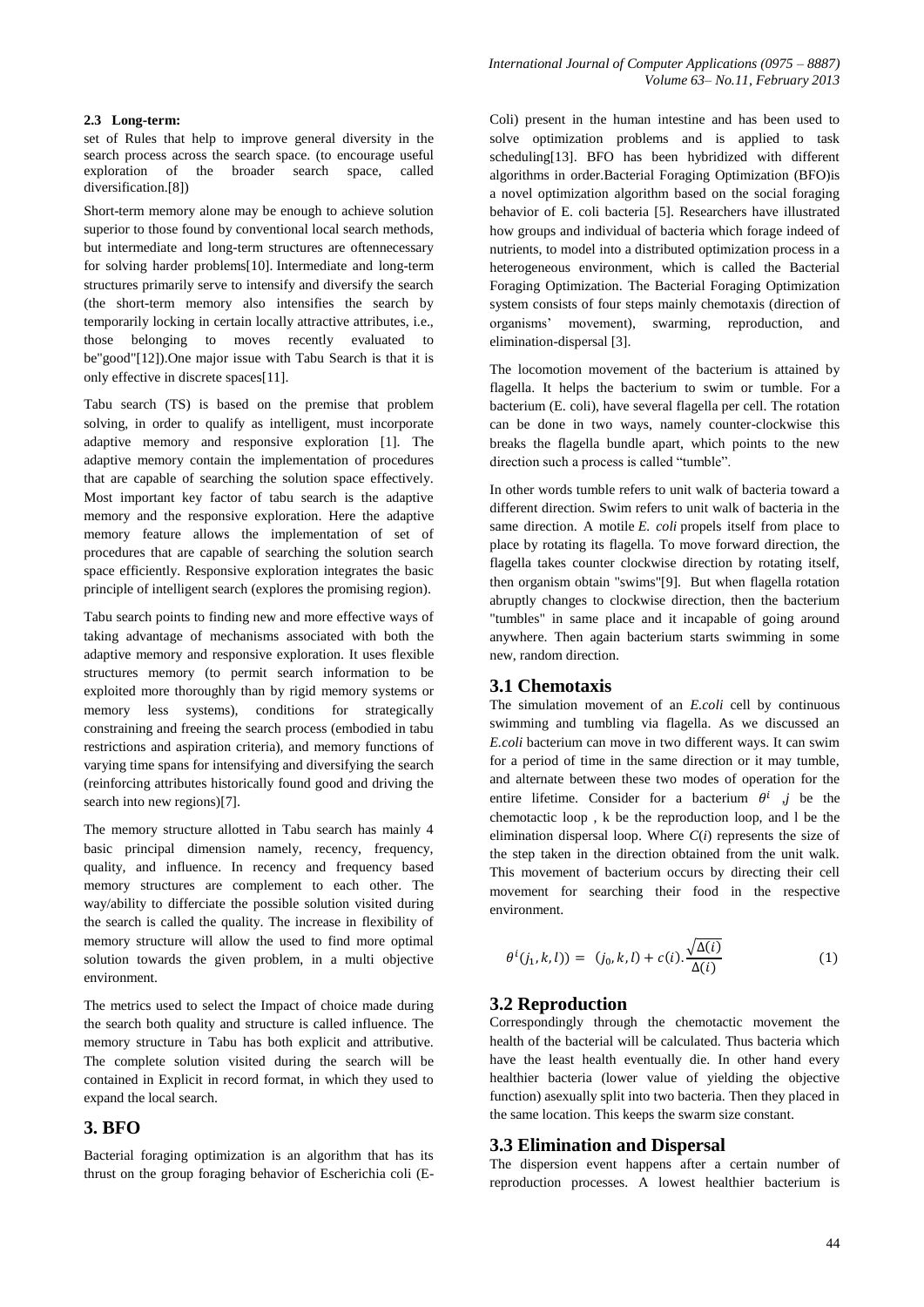**2.3 Long-term:**

set of Rules that help to improve general diversity in the search process across the search space. (to encourage useful exploration of the broader search space, called diversification.[8])

Short-term memory alone may be enough to achieve solution superior to those found by conventional local search methods, but intermediate and long-term structures are oftennecessary for solving harder problems[10]. Intermediate and long-term structures primarily serve to intensify and diversify the search (the short-term memory also intensifies the search by temporarily locking in certain locally attractive attributes, i.e., those belonging to moves recently evaluated to be"good"[12]).One major issue with Tabu Search is that it is only effective in discrete spaces[11].

Tabu search (TS) is based on the premise that problem solving, in order to qualify as intelligent, must incorporate adaptive memory and responsive exploration [1]. The adaptive memory contain the implementation of procedures that are capable of searching the solution space effectively. Most important key factor of tabu search is the adaptive memory and the responsive exploration. Here the adaptive memory feature allows the implementation of set of procedures that are capable of searching the solution search space efficiently. Responsive exploration integrates the basic principle of intelligent search (explores the promising region).

Tabu search points to finding new and more effective ways of taking advantage of mechanisms associated with both the adaptive memory and responsive exploration. It uses flexible structures memory (to permit search information to be exploited more thoroughly than by rigid memory systems or memory less systems), conditions for strategically constraining and freeing the search process (embodied in tabu restrictions and aspiration criteria), and memory functions of varying time spans for intensifying and diversifying the search (reinforcing attributes historically found good and driving the search into new regions)[7].

The memory structure allotted in Tabu search has mainly 4 basic principal dimension namely, recency, frequency, quality, and influence. In recency and frequency based memory structures are complement to each other. The way/ability to differciate the possible solution visited during the search is called the quality. The increase in flexibility of memory structure will allow the used to find more optimal solution towards the given problem, in a multi objective environment.

The metrics used to select the Impact of choice made during the search both quality and structure is called influence. The memory structure in Tabu has both explicit and attributive. The complete solution visited during the search will be contained in Explicit in record format, in which they used to expand the local search.

## 3. BFO

Bacterial foraging optimization is an algorithm that has its thrust on the group foraging behavior of Escherichia coli (E-Coli) present in the human intestine and has been used to solve optimization problems and is applied to task scheduling[13]. BFO has been hybridized with different algorithms in order.Bacterial Foraging Optimization (BFO)is a novel optimization algorithm based on the social foraging behavior of E. coli bacteria [5]. Researchers have illustrated how groups and individual of bacteria which forage indeed of nutrients, to model into a distributed optimization process in a heterogeneous environment, which is called the Bacterial Foraging Optimization. The Bacterial Foraging Optimization system consists of four steps mainly chemotaxis (direction of organisms' movement), swarming, reproduction, and elimination-dispersal [3].

The locomotion movement of the bacterium is attained by flagella. It helps the bacterium to swim or tumble. For a bacterium (E. coli), have several flagella per cell. The rotation can be done in two ways, namely counter-clockwise this breaks the flagella bundle apart, which points to the new direction such a process is called "tumble".

In other words tumble refers to unit walk of bacteria toward a different direction. Swim refers to unit walk of bacteria in the same direction. A motile *E. coli* propels itself from place to place by rotating its flagella. To move forward direction, the flagella takes counter clockwise direction by rotating itself, then organism obtain "swims"[9]. But when flagella rotation abruptly changes to clockwise direction, then the bacterium "tumbles" in same place and it incapable of going around anywhere. Then again bacterium starts swimming in some new, random direction.

### 3.1 Chemotaxis

The simulation movement of an *E.coli* cell by continuous swimming and tumbling via flagella. As we discussed an *E.coli* bacterium can move in two different ways. It can swim for a period of time in the same direction or it may tumble, and alternate between these two modes of operation for the entire lifetime. Consider for a bacterium $\theta^i$ ,*j* be the chemotactic loop , k be the reproduction loop, and l be the elimination dispersal loop. Where *C*(*i*) represents the size of the step taken in the direction obtained from the unit walk. This movement of bacterium occurs by directing their cell movement for searching their food in the respective environment.

$$\theta^i(j_1, k, l)) = (j_0, k, l) + c(i).\frac{\sqrt{\Delta(i)}}{\Delta(i)} \quad (1)$$

### 3.2 Reproduction

Correspondingly through the chemotactic movement the health of the bacterial will be calculated. Thus bacteria which have the least health eventually die. In other hand every healthier bacteria (lower value of yielding the objective function) asexually split into two bacteria. Then they placed in the same location. This keeps the swarm size constant.

### 3.3 Elimination and Dispersal

The dispersion event happens after a certain number of reproduction processes. A lowest healthier bacterium is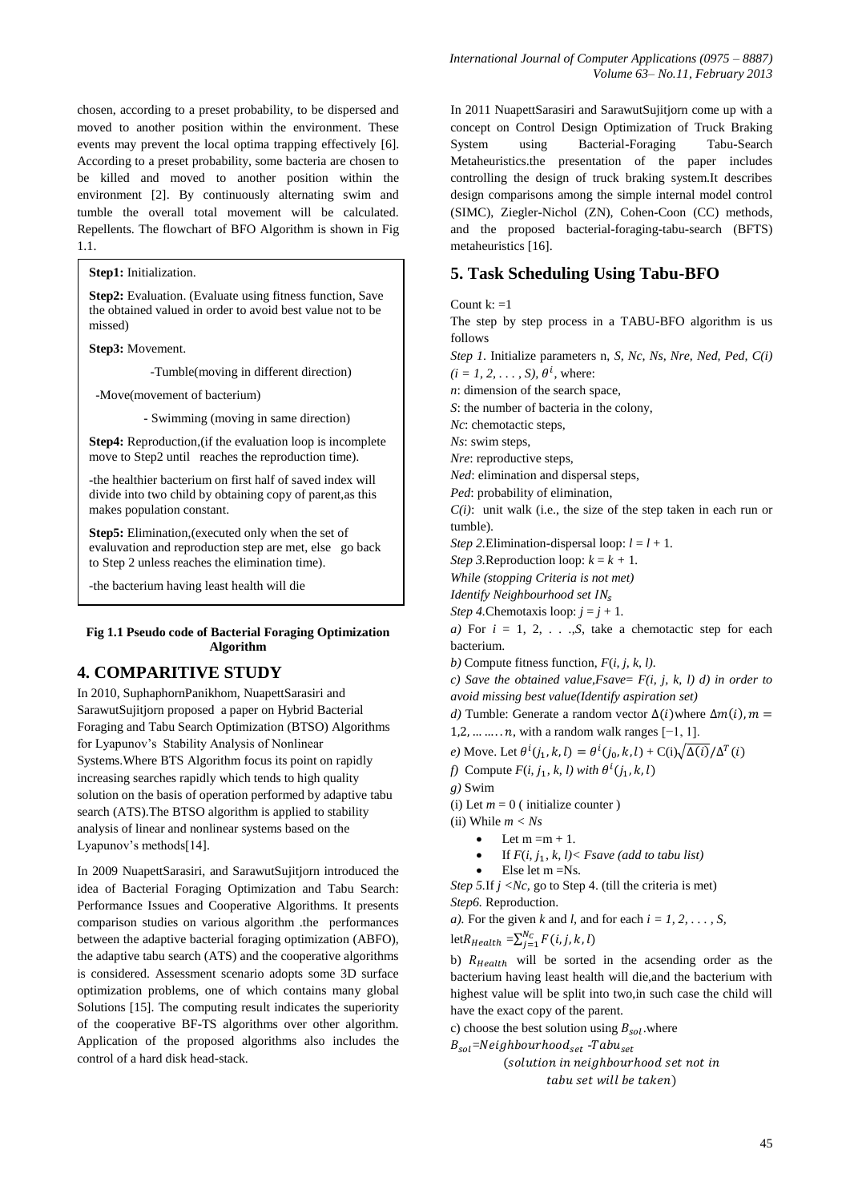chosen, according to a preset probability, to be dispersed and moved to another position within the environment. These events may prevent the local optima trapping effectively [6]. According to a preset probability, some bacteria are chosen to be killed and moved to another position within the environment [2]. By continuously alternating swim and tumble the overall total movement will be calculated. Repellents. The flowchart of BFO Algorithm is shown in Fig 1.1.

**Step1:** Initialization.

**Step2:** Evaluation. (Evaluate using fitness function, Save the obtained valued in order to avoid best value not to be missed)

**Step3:** Movement.

-Tumble(moving in different direction)

-Move(movement of bacterium)

- Swimming (moving in same direction)

**Step4:** Reproduction,(if the evaluation loop is incomplete move to Step2 until reaches the reproduction time).

-the healthier bacterium on first half of saved index will divide into two child by obtaining copy of parent,as this makes population constant.

**Step5:** Elimination,(executed only when the set of evaluvation and reproduction step are met, else go back to Step 2 unless reaches the elimination time).

-the bacterium having least health will die

**Fig 1.1 Pseudo code of Bacterial Foraging Optimization Algorithm**

## 4. COMPARITIVE STUDY

In 2010, SuphaphornPanikhom, NuapettSarasiri and SarawutSujitjorn proposed a paper on Hybrid Bacterial Foraging and Tabu Search Optimization (BTSO) Algorithms for Lyapunov's Stability Analysis of Nonlinear Systems.Where BTS Algorithm focus its point on rapidly increasing searches rapidly which tends to high quality solution on the basis of operation performed by adaptive tabu search (ATS).The BTSO algorithm is applied to stability analysis of linear and nonlinear systems based on the Lyapunov's methods[14].

In 2009 NuapettSarasiri, and SarawutSujitjorn introduced the idea of Bacterial Foraging Optimization and Tabu Search: Performance Issues and Cooperative Algorithms. It presents comparison studies on various algorithm .the performances between the adaptive bacterial foraging optimization (ABFO), the adaptive tabu search (ATS) and the cooperative algorithms is considered. Assessment scenario adopts some 3D surface optimization problems, one of which contains many global Solutions [15]. The computing result indicates the superiority of the cooperative BF-TS algorithms over other algorithm. Application of the proposed algorithms also includes the control of a hard disk head-stack.

In 2011 NuapettSarasiri and SarawutSujitjorn come up with a concept on Control Design Optimization of Truck Braking System using Bacterial-Foraging Tabu-Search Metaheuristics.the presentation of the paper includes controlling the design of truck braking system.It describes design comparisons among the simple internal model control (SIMC), Ziegler-Nichol (ZN), Cohen-Coon (CC) methods, and the proposed bacterial-foraging-tabu-search (BFTS) metaheuristics [16].

## 5. Task Scheduling Using Tabu-BFO

Count k: =1

The step by step process in a TABU-BFO algorithm is us follows

*Step 1.* Initialize parameters n, *S, Nc, Ns, Nre, Ned, Ped, C(i)* $(i = 1, 2, \ldots, S)$, $\theta^i$, where:

*n*: dimension of the search space,

*S*: the number of bacteria in the colony,

*Nc*: chemotactic steps,

*Ns*: swim steps,

*Nre*: reproductive steps,

*Ned*: elimination and dispersal steps,

*Ped*: probability of elimination,

*C(i)*: unit walk (i.e., the size of the step taken in each run or tumble).

*Step 2.*Elimination-dispersal loop: $l = l + 1$.

*Step 3.*Reproduction loop: $k = k + 1$.

*While (stopping Criteria is not met)*

*Identify Neighbourhood set* $IN_s$

*Step 4.*Chemotaxis loop: $j = j + 1$.

*a)* For $i = 1, 2, \ldots, S$, take a chemotactic step for each bacterium.

*b)* Compute fitness function, $F(i, j, k, l)$.

*c) Save the obtained value,Fsave= F(i, j, k, l) d) in order to avoid missing best value(Identify aspiration set)*

*d)* Tumble: Generate a random vector $\Delta(i)$where $\Delta m(i), m = 1,2, \ldots \ldots n$, with a random walk ranges $[-1, 1]$.

*e)* Move. Let $\theta^i(j_1, k, l) = \theta^i(j_0, k, l) + C(i)\sqrt{\Delta(i)}/\Delta^T(i)$

*f)* Compute $F(i, j_1, k, l)$ *with* $\theta^i(j_1, k, l)$

*g)* Swim

(i) Let $m = 0$ ( initialize counter )

(ii) While $m < Ns$

- Let $m = m + 1$.
- If $F(i, j_1, k, l) < Fsave$ *(add to tabu list)*
- Else let $m = Ns$.

*Step 5.*If $j < Nc$, go to Step 4. (till the criteria is met)

*Step6.* Reproduction.

*a).* For the given *k* and *l*, and for each $i = 1, 2, \ldots, S$,

let$R_{Health} = \sum_{j=1}^{N_C} F(i, j, k, l)$

b) $R_{Health}$ will be sorted in the acsending order as the bacterium having least health will die,and the bacterium with highest value will be split into two,in such case the child will have the exact copy of the parent.

c) choose the best solution using $B_{sol}$.where

$B_{sol}$=$Neighbourhood_{set}$ -$Tabu_{set}$

$(solution\ in\ neighbourhood\ set\ not\ in\ tabu\ set\ will\ be\ taken)$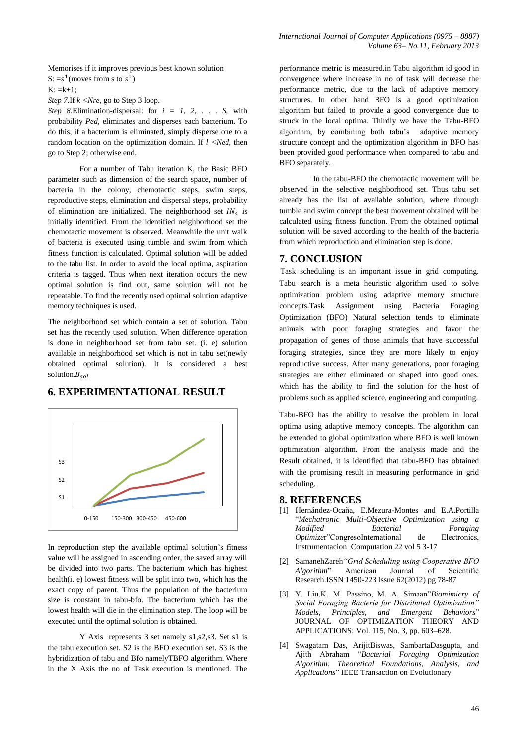Memorises if it improves previous best known solution

S: $=s^1$(moves from s to $s^1$)

K: =k+1;

*Step 7.*If *k <Nre,* go to Step 3 loop.

*Step 8.*Elimination-dispersal: for *i = 1, 2, . . . S,* with probability *Ped,* eliminates and disperses each bacterium. To do this, if a bacterium is eliminated, simply disperse one to a random location on the optimization domain. If *l <Ned,* then go to Step 2; otherwise end.

For a number of Tabu iteration K, the Basic BFO parameter such as dimension of the search space, number of bacteria in the colony, chemotactic steps, swim steps, reproductive steps, elimination and dispersal steps, probability of elimination are initialized. The neighborhood set $IN_s$ is initially identified. From the identified neighborhood set the chemotactic movement is observed. Meanwhile the unit walk of bacteria is executed using tumble and swim from which fitness function is calculated. Optimal solution will be added to the tabu list. In order to avoid the local optima, aspiration criteria is tagged. Thus when next iteration occurs the new optimal solution is find out, same solution will not be repeatable. To find the recently used optimal solution adaptive memory techniques is used.

The neighborhood set which contain a set of solution. Tabu set has the recently used solution. When difference operation is done in neighborhood set from tabu set. (i. e) solution available in neighborhood set which is not in tabu set(newly obtained optimal solution). It is considered a best solution.$B_{sol}$

## 6. EXPERIMENTATIONAL RESULT

In reproduction step the available optimal solution's fitness value will be assigned in ascending order, the saved array will be divided into two parts. The bacterium which has highest health(i. e) lowest fitness will be split into two, which has the exact copy of parent. Thus the population of the bacterium size is constant in tabu-bfo. The bacterium which has the lowest health will die in the elimination step. The loop will be executed until the optimal solution is obtained.

Y Axis represents 3 set namely s1,s2,s3. Set s1 is the tabu execution set. S2 is the BFO execution set. S3 is the hybridization of tabu and Bfo namelyTBFO algorithm. Where in the X Axis the no of Task execution is mentioned. The performance metric is measured.in Tabu algorithm id good in convergence where increase in no of task will decrease the performance metric, due to the lack of adaptive memory structures. In other hand BFO is a good optimization algorithm but failed to provide a good convergence due to struck in the local optima. Thirdly we have the Tabu-BFO algorithm, by combining both tabu's adaptive memory structure concept and the optimization algorithm in BFO has been provided good performance when compared to tabu and BFO separately.

In the tabu-BFO the chemotactic movement will be observed in the selective neighborhood set. Thus tabu set already has the list of available solution, where through tumble and swim concept the best movement obtained will be calculated using fitness function. From the obtained optimal solution will be saved according to the health of the bacteria from which reproduction and elimination step is done.

## 7. CONCLUSION

Task scheduling is an important issue in grid computing. Tabu search is a meta heuristic algorithm used to solve optimization problem using adaptive memory structure concepts.Task Assignment using Bacteria Foraging Optimization (BFO) Natural selection tends to eliminate animals with poor foraging strategies and favor the propagation of genes of those animals that have successful foraging strategies, since they are more likely to enjoy reproductive success. After many generations, poor foraging strategies are either eliminated or shaped into good ones. which has the ability to find the solution for the host of problems such as applied science, engineering and computing.

Tabu-BFO has the ability to resolve the problem in local optima using adaptive memory concepts. The algorithm can be extended to global optimization where BFO is well known optimization algorithm. From the analysis made and the Result obtained, it is identified that tabu-BFO has obtained with the promising result in measuring performance in grid scheduling.

## 8. REFERENCES

[1] Hernández-Ocaña, E.Mezura-Montes and E.A.Portilla "*Mechatronic Multi-Objective Optimization using a Modified Bacterial Foraging Optimizer*"CongresoInternational de Electronics, Instrumentacion Computation 22 vol 5 3-17

[2] SamanehZareh*"Grid Scheduling using Cooperative BFO Algorithm*" American Journal of Scientific Research.ISSN 1450-223 Issue 62(2012) pg 78-87

[3] Y. Liu,K. M. Passino, M. A. Simaan"*Biomimicry of Social Foraging Bacteria for Distributed Optimization" Models, Principles, and Emergent Behaviors*" JOURNAL OF OPTIMIZATION THEORY AND APPLICATIONS: Vol. 115, No. 3, pp. 603–628.

[4] Swagatam Das, ArijitBiswas, SambartaDasgupta, and Ajith Abraham "*Bacterial Foraging Optimization Algorithm: Theoretical Foundations, Analysis, and Applications*" IEEE Transaction on Evolutionary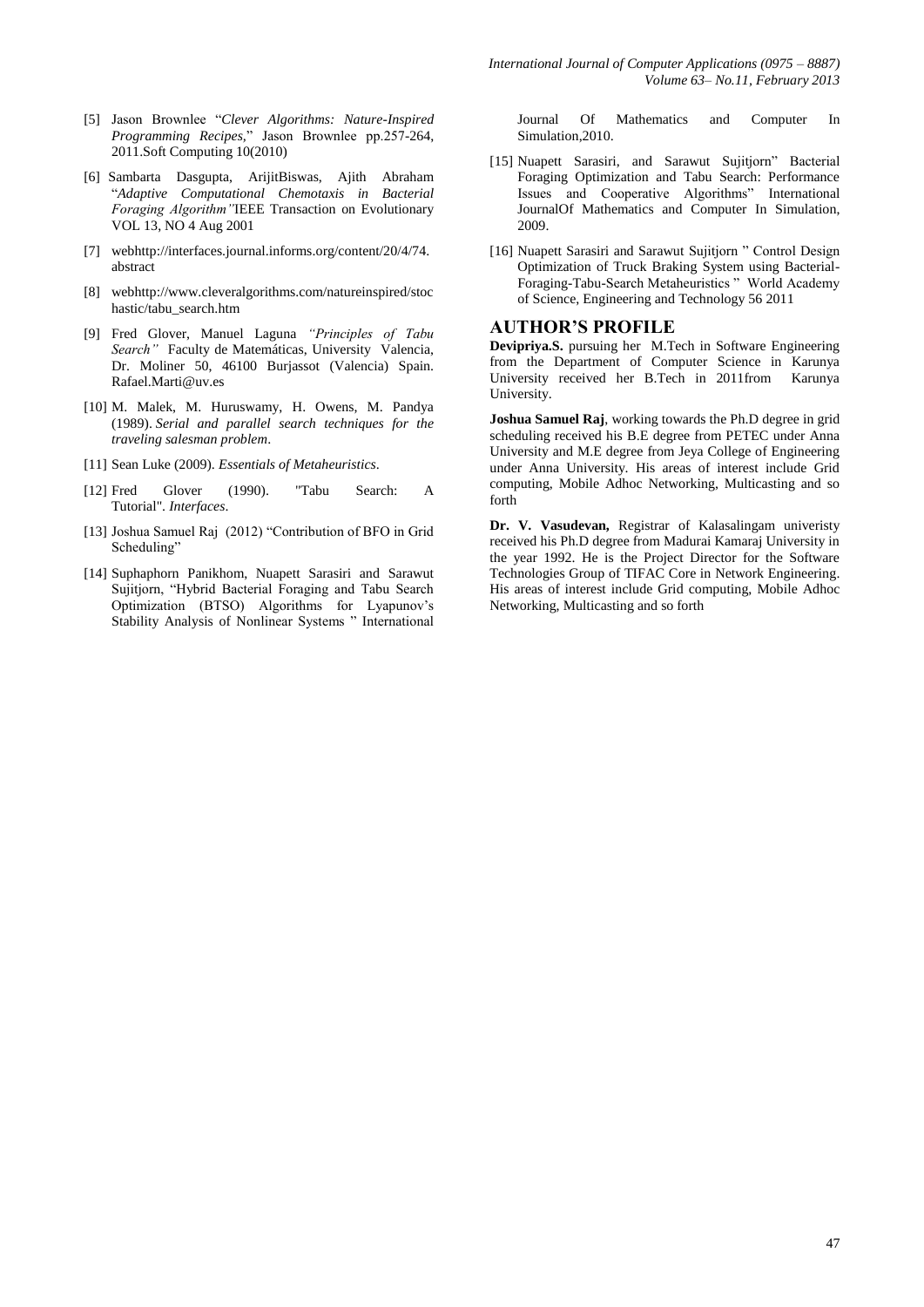[5] Jason Brownlee "*Clever Algorithms: Nature-Inspired Programming Recipes*," Jason Brownlee pp.257-264, 2011.Soft Computing 10(2010)

[6] Sambarta Dasgupta, ArijitBiswas, Ajith Abraham "*Adaptive Computational Chemotaxis in Bacterial Foraging Algorithm"*IEEE Transaction on Evolutionary VOL 13, NO 4 Aug 2001

[7] webhttp://interfaces.journal.informs.org/content/20/4/74.abstract

[8] webhttp://www.cleveralgorithms.com/natureinspired/stochastic/tabu_search.htm

[9] Fred Glover, Manuel Laguna *"Principles of Tabu Search"* Faculty de Matemáticas, University Valencia, Dr. Moliner 50, 46100 Burjassot (Valencia) Spain. Rafael.Marti@uv.es

[10] M. Malek, M. Huruswamy, H. Owens, M. Pandya (1989). *Serial and parallel search techniques for the traveling salesman problem*.

[11] Sean Luke (2009). *Essentials of Metaheuristics*.

[12] Fred Glover (1990). "Tabu Search: A Tutorial". *Interfaces*.

[13] Joshua Samuel Raj (2012) "Contribution of BFO in Grid Scheduling"

[14] Suphaphorn Panikhom, Nuapett Sarasiri and Sarawut Sujitjorn, "Hybrid Bacterial Foraging and Tabu Search Optimization (BTSO) Algorithms for Lyapunov's Stability Analysis of Nonlinear Systems " International Journal Of Mathematics and Computer In Simulation,2010.

[15] Nuapett Sarasiri, and Sarawut Sujitjorn" Bacterial Foraging Optimization and Tabu Search: Performance Issues and Cooperative Algorithms" International JournalOf Mathematics and Computer In Simulation, 2009.

[16] Nuapett Sarasiri and Sarawut Sujitjorn " Control Design Optimization of Truck Braking System using Bacterial-Foraging-Tabu-Search Metaheuristics " World Academy of Science, Engineering and Technology 56 2011

## AUTHOR'S PROFILE

**Devipriya.S.** pursuing her M.Tech in Software Engineering from the Department of Computer Science in Karunya University received her B.Tech in 2011from Karunya University.

**Joshua Samuel Raj**, working towards the Ph.D degree in grid scheduling received his B.E degree from PETEC under Anna University and M.E degree from Jeya College of Engineering under Anna University. His areas of interest include Grid computing, Mobile Adhoc Networking, Multicasting and so forth

**Dr. V. Vasudevan,** Registrar of Kalasalingam univeristy received his Ph.D degree from Madurai Kamaraj University in the year 1992. He is the Project Director for the Software Technologies Group of TIFAC Core in Network Engineering. His areas of interest include Grid computing, Mobile Adhoc Networking, Multicasting and so forth